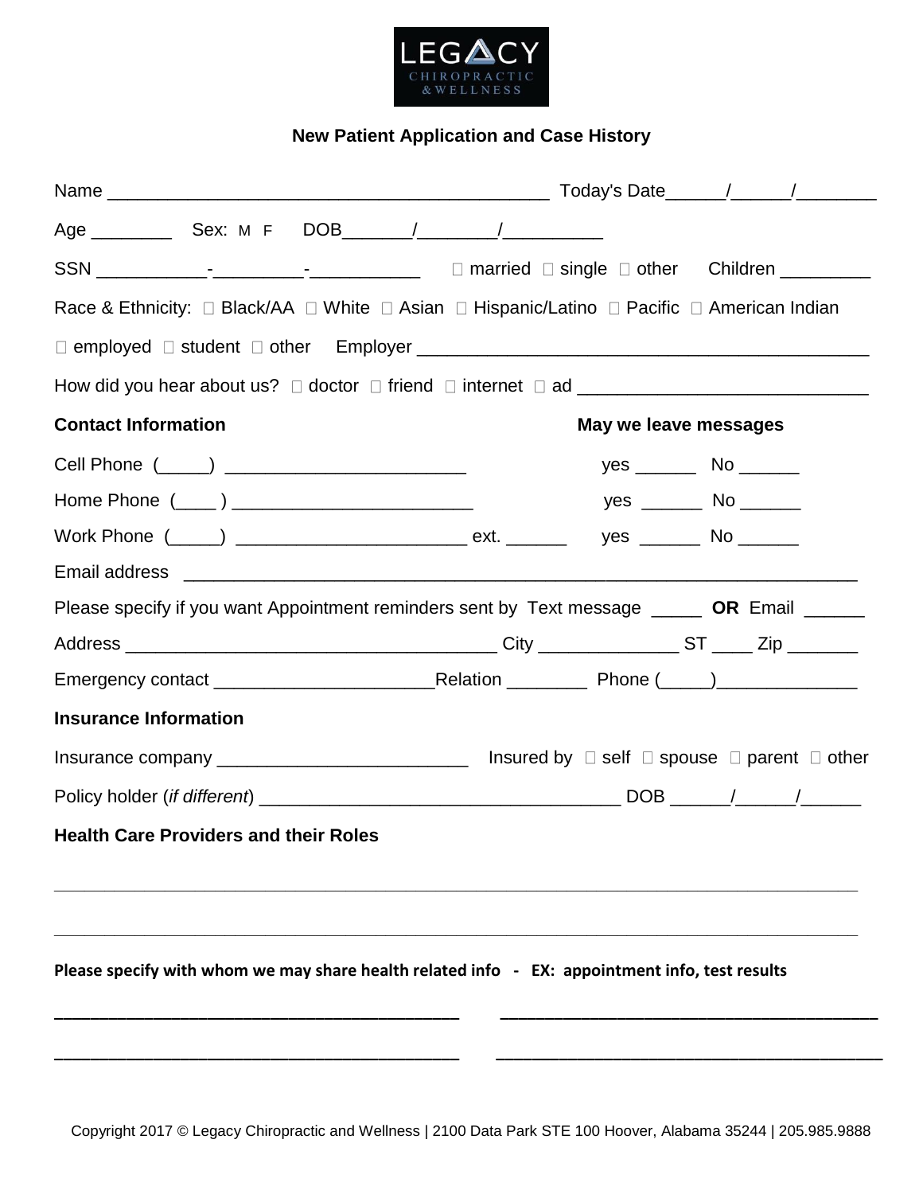LEGACY CHIROPRACTIC & WELLNESS

## New Patient Application and Case History

Name ____________________________________________ Today's Date______/______/________

Age ________ Sex: M F DOB_______/________/__________

SSN ___________-_________-___________ ☐ married ☐ single ☐ other Children _________

Race & Ethnicity: ☐ Black/AA ☐ White ☐ Asian ☐ Hispanic/Latino ☐ Pacific ☐ American Indian

☐ employed ☐ student ☐ other Employer ____________________________________________

How did you hear about us? ☐ doctor ☐ friend ☐ internet ☐ ad ____________________________

**Contact Information** **May we leave messages**

Cell Phone (_____) ________________________ yes ______ No ______

Home Phone (____ ) ________________________ yes ______ No ______

Work Phone (_____) ______________________ ext. ______ yes ______ No ______

Email address ____________________________________________________________________

Please specify if you want Appointment reminders sent by Text message _____ **OR** Email ______

Address ____________________________________ City ______________ ST ____ Zip _______

Emergency contact ______________________Relation ________ Phone (_____)______________

**Insurance Information**

Insurance company _________________________ Insured by ☐ self ☐ spouse ☐ parent ☐ other

Policy holder (*if different*) ____________________________________ DOB ______/______/______

**Health Care Providers and their Roles**

_____________________________________________________________________________________

_____________________________________________________________________________________

**Please specify with whom we may share health related info - EX: appointment info, test results**

________________________________________ ________________________________________

________________________________________ ________________________________________

Copyright 2017 © Legacy Chiropractic and Wellness | 2100 Data Park STE 100 Hoover, Alabama 35244 | 205.985.9888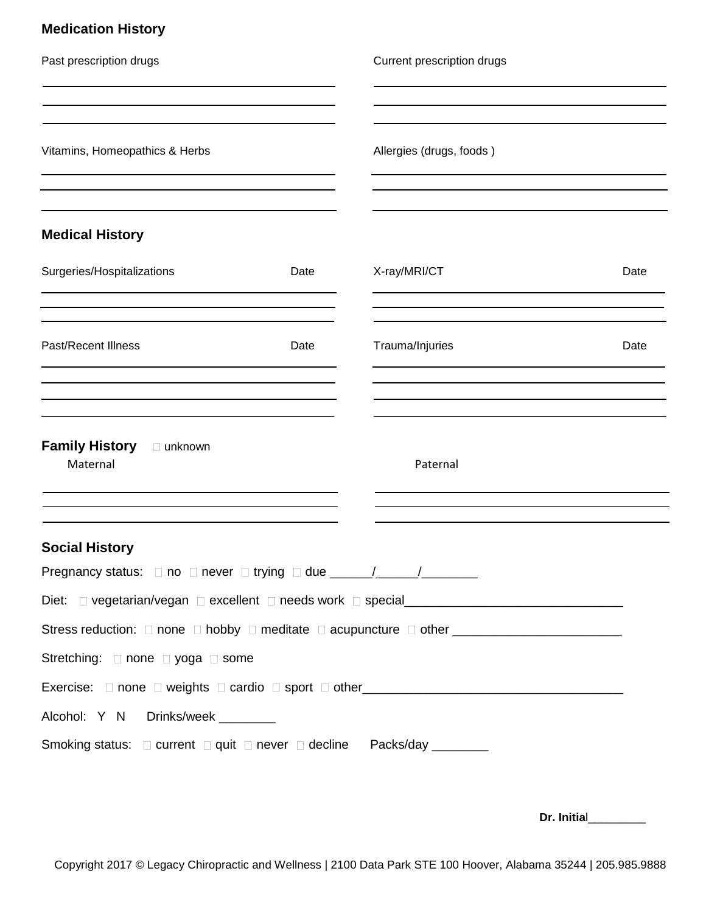## Medication History

Past prescription drugs

_______________________________________________
_______________________________________________
_______________________________________________

Current prescription drugs

_______________________________________________
_______________________________________________
_______________________________________________

Vitamins, Homeopathics & Herbs

_______________________________________________
_______________________________________________
_______________________________________________

Allergies (drugs, foods )

_______________________________________________
_______________________________________________
_______________________________________________

## Medical History

| Surgeries/Hospitalizations | Date |
| --- | --- |
| | |
| | |
| | |

| X-ray/MRI/CT | Date |
| --- | --- |
| | |
| | |
| | |

| Past/Recent Illness | Date |
| --- | --- |
| | |
| | |
| | |
| | |

| Trauma/Injuries | Date |
| --- | --- |
| | |
| | |
| | |
| | |

## Family History ☐ unknown

Maternal

_______________________________________________
_______________________________________________
_______________________________________________

Paternal

_______________________________________________
_______________________________________________
_______________________________________________

## Social History

Pregnancy status: ☐ no ☐ never ☐ trying ☐ due ______/______/________

Diet: ☐ vegetarian/vegan ☐ excellent ☐ needs work ☐ special______________________________

Stress reduction: ☐ none ☐ hobby ☐ meditate ☐ acupuncture ☐ other _______________________

Stretching: ☐ none ☐ yoga ☐ some

Exercise: ☐ none ☐ weights ☐ cardio ☐ sport ☐ other___________________________________

Alcohol: Y N Drinks/week ________

Smoking status: ☐ current ☐ quit ☐ never ☐ decline Packs/day ________

**Dr. Initial**_________

Copyright 2017 © Legacy Chiropractic and Wellness | 2100 Data Park STE 100 Hoover, Alabama 35244 | 205.985.9888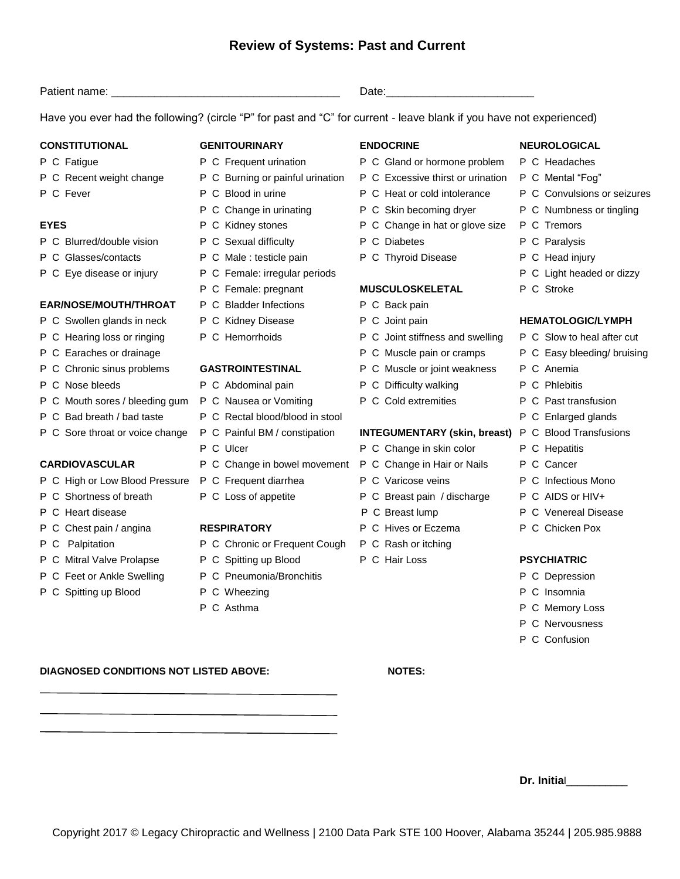# Review of Systems: Past and Current

Patient name: ____________________________________ Date:_______________________

Have you ever had the following? (circle "P" for past and "C" for current - leave blank if you have not experienced)

**CONSTITUTIONAL**

- P C Fatigue
- P C Recent weight change
- P C Fever

**EYES**

- P C Blurred/double vision
- P C Glasses/contacts
- P C Eye disease or injury

**EAR/NOSE/MOUTH/THROAT**

- P C Swollen glands in neck
- P C Hearing loss or ringing
- P C Earaches or drainage
- P C Chronic sinus problems
- P C Nose bleeds
- P C Mouth sores / bleeding gum
- P C Bad breath / bad taste
- P C Sore throat or voice change

**CARDIOVASCULAR**

- P C High or Low Blood Pressure
- P C Shortness of breath
- P C Heart disease
- P C Chest pain / angina
- P C Palpitation
- P C Mitral Valve Prolapse
- P C Feet or Ankle Swelling
- P C Spitting up Blood

**GENITOURINARY**

- P C Frequent urination
- P C Burning or painful urination
- P C Blood in urine
- P C Change in urinating
- P C Kidney stones
- P C Sexual difficulty
- P C Male : testicle pain
- P C Female: irregular periods
- P C Female: pregnant
- P C Bladder Infections
- P C Kidney Disease
- P C Hemorrhoids

**GASTROINTESTINAL**

- P C Abdominal pain
- P C Nausea or Vomiting
- P C Rectal blood/blood in stool
- P C Painful BM / constipation
- P C Ulcer
- P C Change in bowel movement
- P C Frequent diarrhea
- P C Loss of appetite

**RESPIRATORY**

- P C Chronic or Frequent Cough
- P C Spitting up Blood
- P C Pneumonia/Bronchitis
- P C Wheezing
- P C Asthma

**ENDOCRINE**

- P C Gland or hormone problem
- P C Excessive thirst or urination
- P C Heat or cold intolerance
- P C Skin becoming dryer
- P C Change in hat or glove size
- P C Diabetes
- P C Thyroid Disease

**MUSCULOSKELETAL**

- P C Back pain
- P C Joint pain
- P C Joint stiffness and swelling
- P C Muscle pain or cramps
- P C Muscle or joint weakness
- P C Difficulty walking
- P C Cold extremities

**INTEGUMENTARY (skin, breast)**

- P C Change in skin color
- P C Change in Hair or Nails
- P C Varicose veins
- P C Breast pain / discharge
- P C Breast lump
- P C Hives or Eczema
- P C Rash or itching
- P C Hair Loss

**NEUROLOGICAL**

- P C Headaches
- P C Mental "Fog"
- P C Convulsions or seizures
- P C Numbness or tingling
- P C Tremors
- P C Paralysis
- P C Head injury
- P C Light headed or dizzy
- P C Stroke

**HEMATOLOGIC/LYMPH**

- P C Slow to heal after cut
- P C Easy bleeding/ bruising
- P C Anemia
- P C Phlebitis
- P C Past transfusion
- P C Enlarged glands
- P C Blood Transfusions
- P C Hepatitis
- P C Cancer
- P C Infectious Mono
- P C AIDS or HIV+
- P C Venereal Disease
- P C Chicken Pox

**PSYCHIATRIC**

- P C Depression
- P C Insomnia
- P C Memory Loss
- P C Nervousness
- P C Confusion

**DIAGNOSED CONDITIONS NOT LISTED ABOVE:**

______________________________________________

______________________________________________

______________________________________________

**NOTES:**

**Dr. Initial**__________

Copyright 2017 © Legacy Chiropractic and Wellness | 2100 Data Park STE 100 Hoover, Alabama 35244 | 205.985.9888